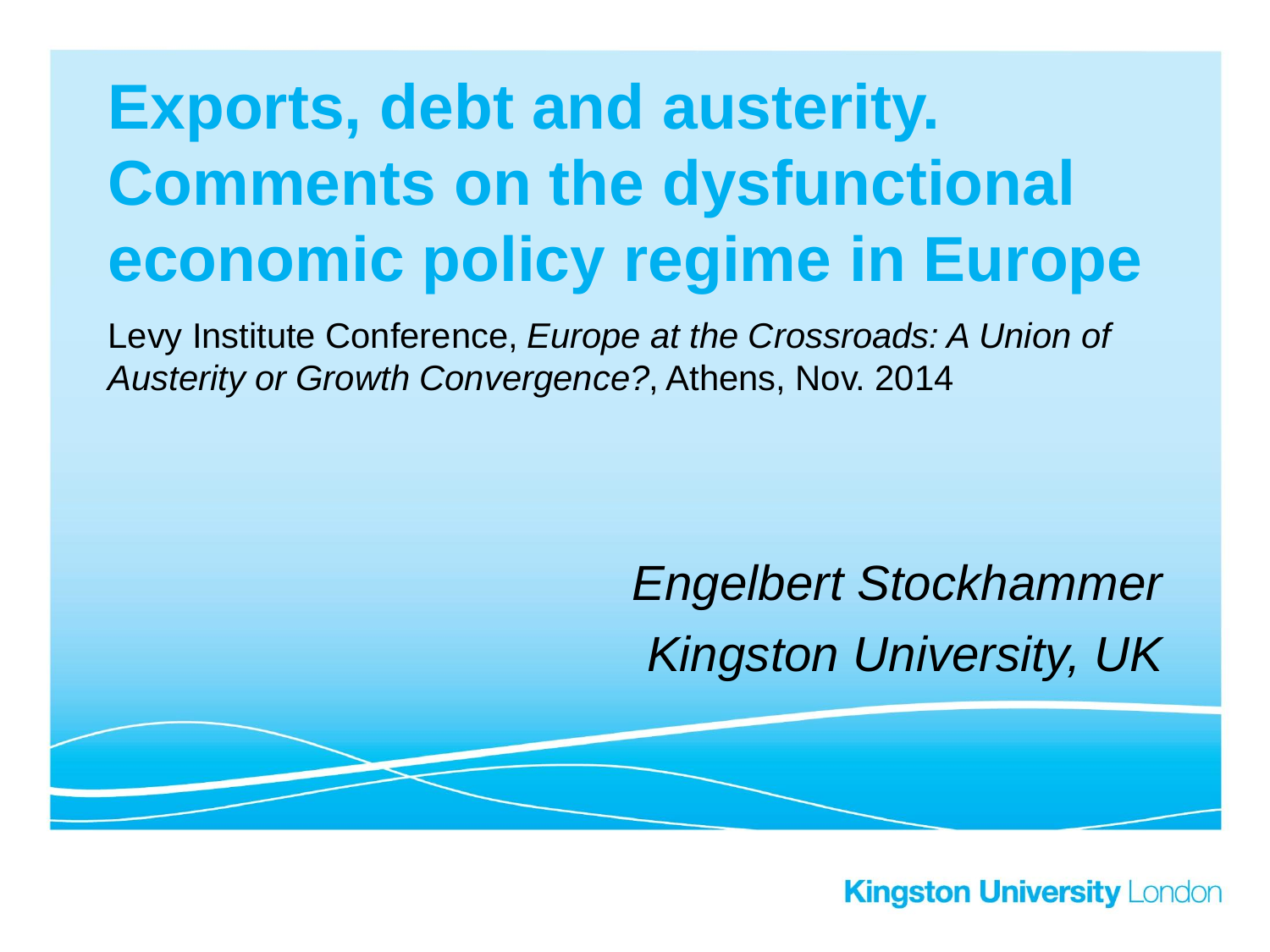# Exports, debt and austerity. Comments on the dysfunctional economic policy regime in Europe

Levy Institute Conference, *Europe at the Crossroads: A Union of Austerity or Growth Convergence?*, Athens, Nov. 2014

*Engelbert Stockhammer*

*Kingston University, UK*

Kingston University London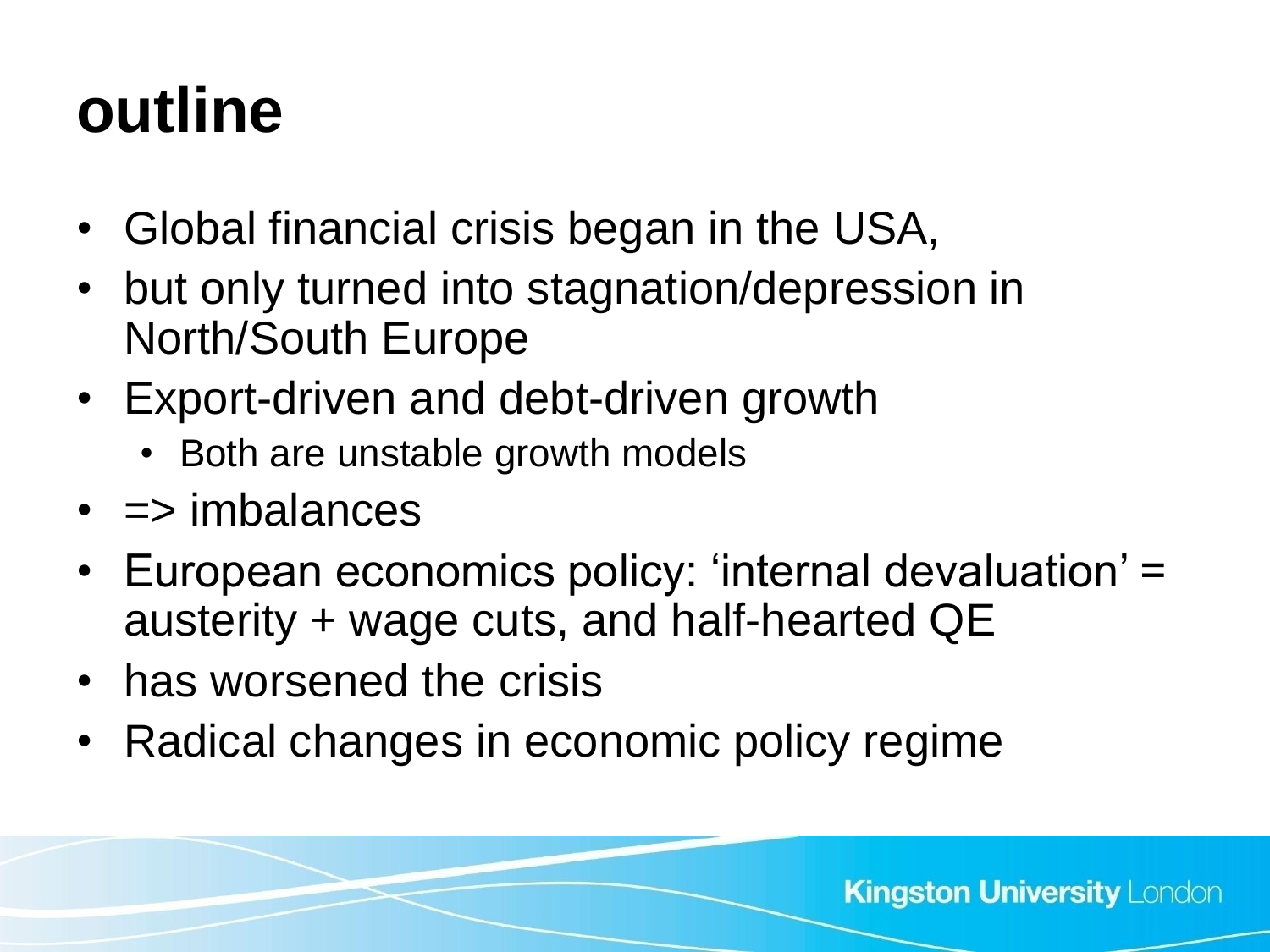# outline

- Global financial crisis began in the USA,
- but only turned into stagnation/depression in North/South Europe
- Export-driven and debt-driven growth
  - Both are unstable growth models
- => imbalances
- European economics policy: ‘internal devaluation’ = austerity + wage cuts, and half-hearted QE
- has worsened the crisis
- Radical changes in economic policy regime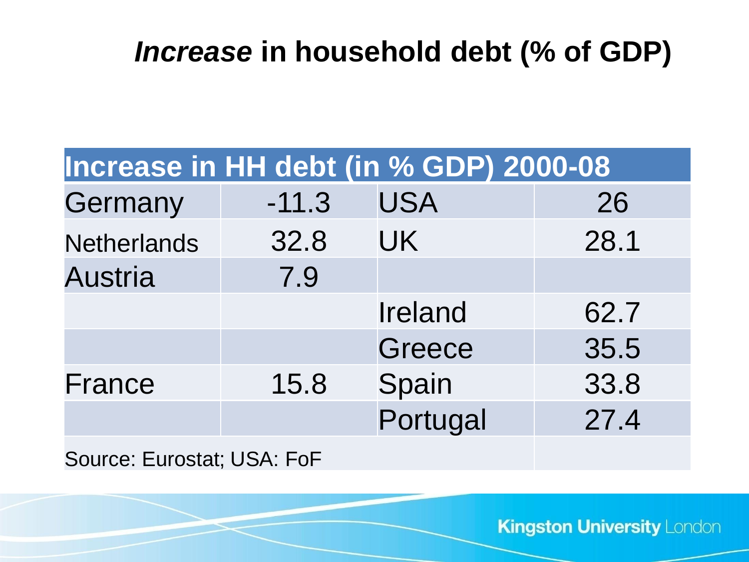# *Increase* in household debt (% of GDP)

| Increase in HH debt (in % GDP) 2000-08 | | | |
|---|---|---|---|
| Germany | -11.3 | USA | 26 |
| Netherlands | 32.8 | UK | 28.1 |
| Austria | 7.9 | | |
| | | Ireland | 62.7 |
| | | Greece | 35.5 |
| France | 15.8 | Spain | 33.8 |
| | | Portugal | 27.4 |

Source: Eurostat; USA: FoF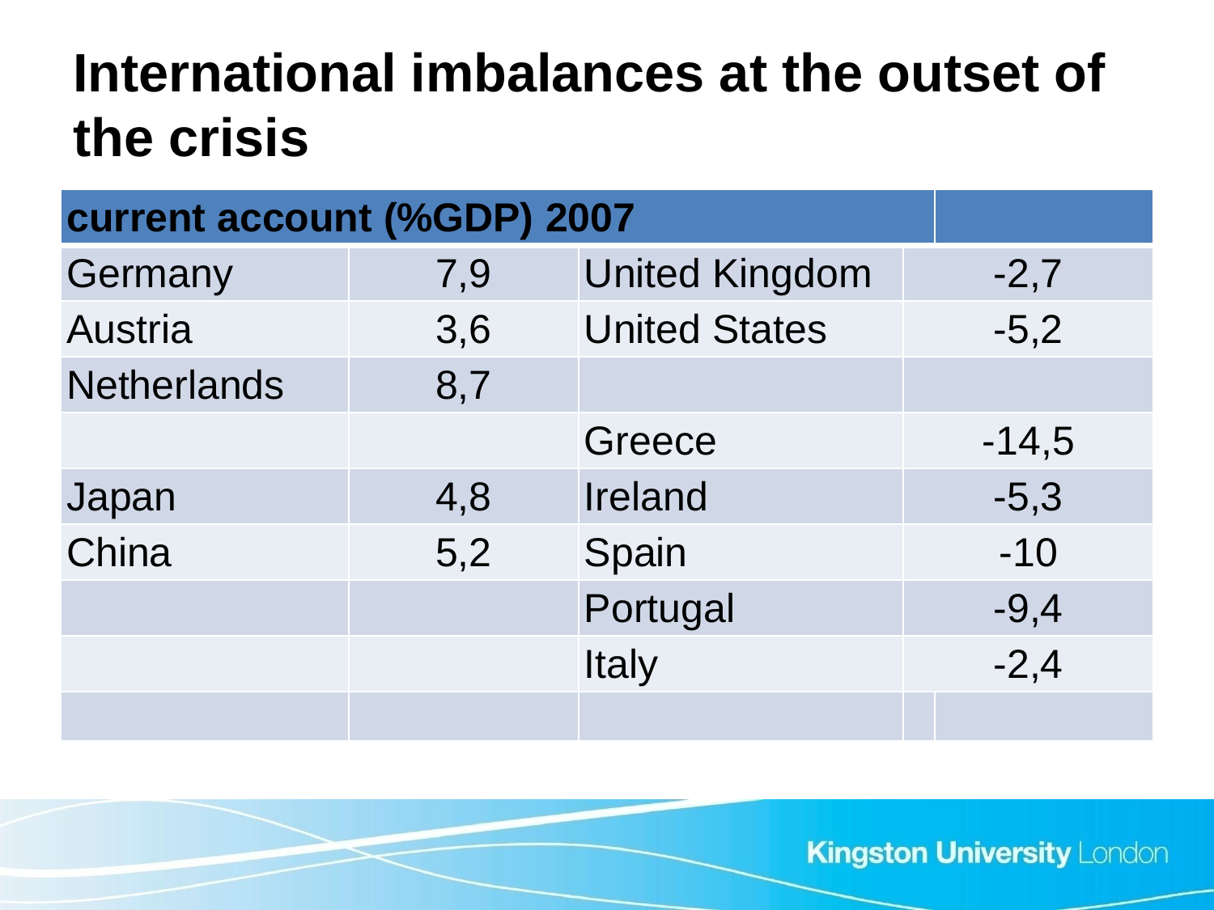# International imbalances at the outset of the crisis

| current account (%GDP) 2007 | | | |
|---|---|---|---|
| Germany | 7,9 | United Kingdom | -2,7 |
| Austria | 3,6 | United States | -5,2 |
| Netherlands | 8,7 | | |
| | | Greece | -14,5 |
| Japan | 4,8 | Ireland | -5,3 |
| China | 5,2 | Spain | -10 |
| | | Portugal | -9,4 |
| | | Italy | -2,4 |
| | | | |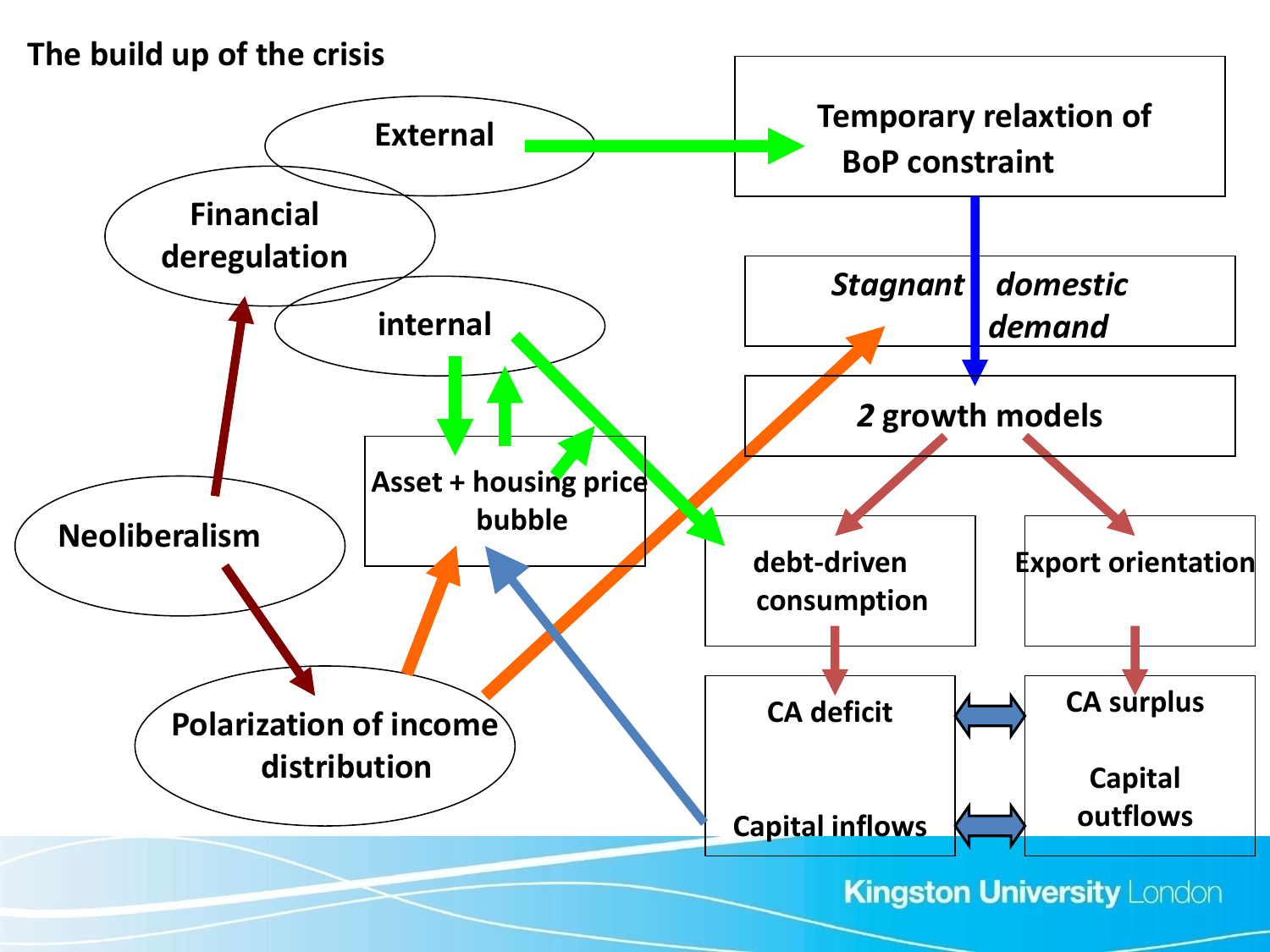## The build up of the crisis

External

Financial deregulation

internal

Neoliberalism

Asset + housing price bubble

Polarization of income distribution

Temporary relaxtion of BoP constraint

*Stagnant domestic demand*

*2* growth models

debt-driven consumption

Export orientation

CA deficit

Capital inflows

CA surplus

Capital outflows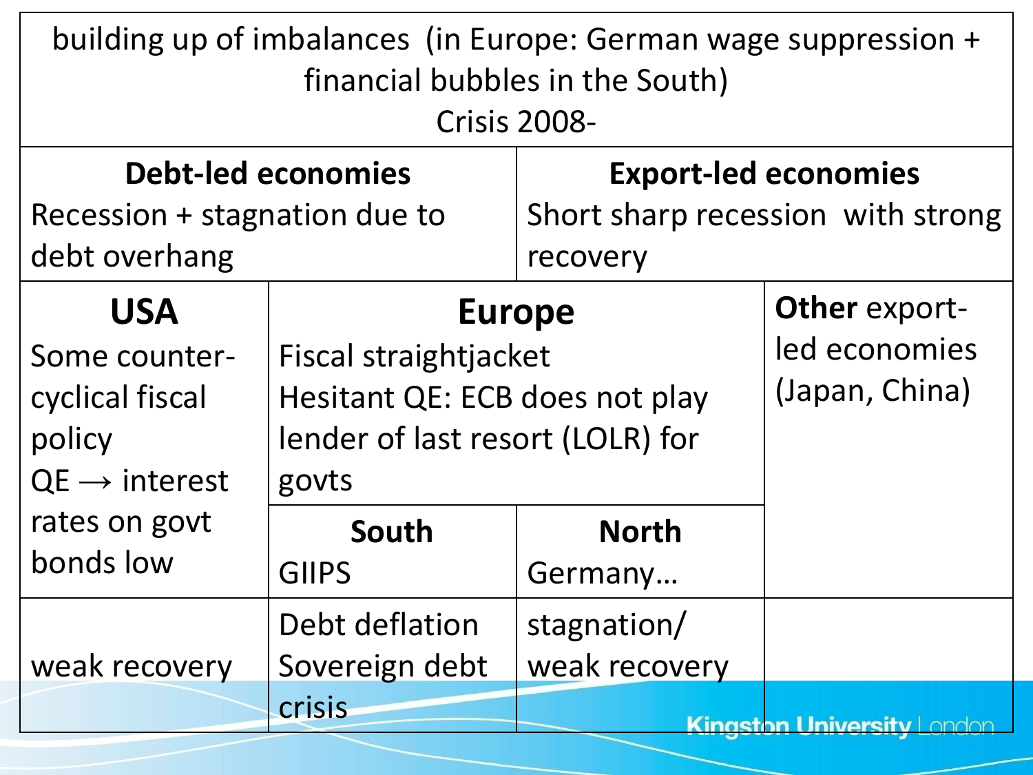| building up of imbalances (in Europe: German wage suppression + financial bubbles in the South)<br>Crisis 2008- | | | |
|---|---|---|---|
| **Debt-led economies**<br>Recession + stagnation due to debt overhang | | **Export-led economies**<br>Short sharp recession with strong recovery | |
| **USA**<br>Some counter-cyclical fiscal policy<br>QE → interest rates on govt bonds low | **Europe**<br>Fiscal straightjacket<br>Hesitant QE: ECB does not play lender of last resort (LOLR) for govts | | **Other** export-led economies (Japan, China) |
| | **South**<br>GIIPS | **North**<br>Germany… | |
| weak recovery | Debt deflation<br>Sovereign debt crisis | stagnation/<br>weak recovery | |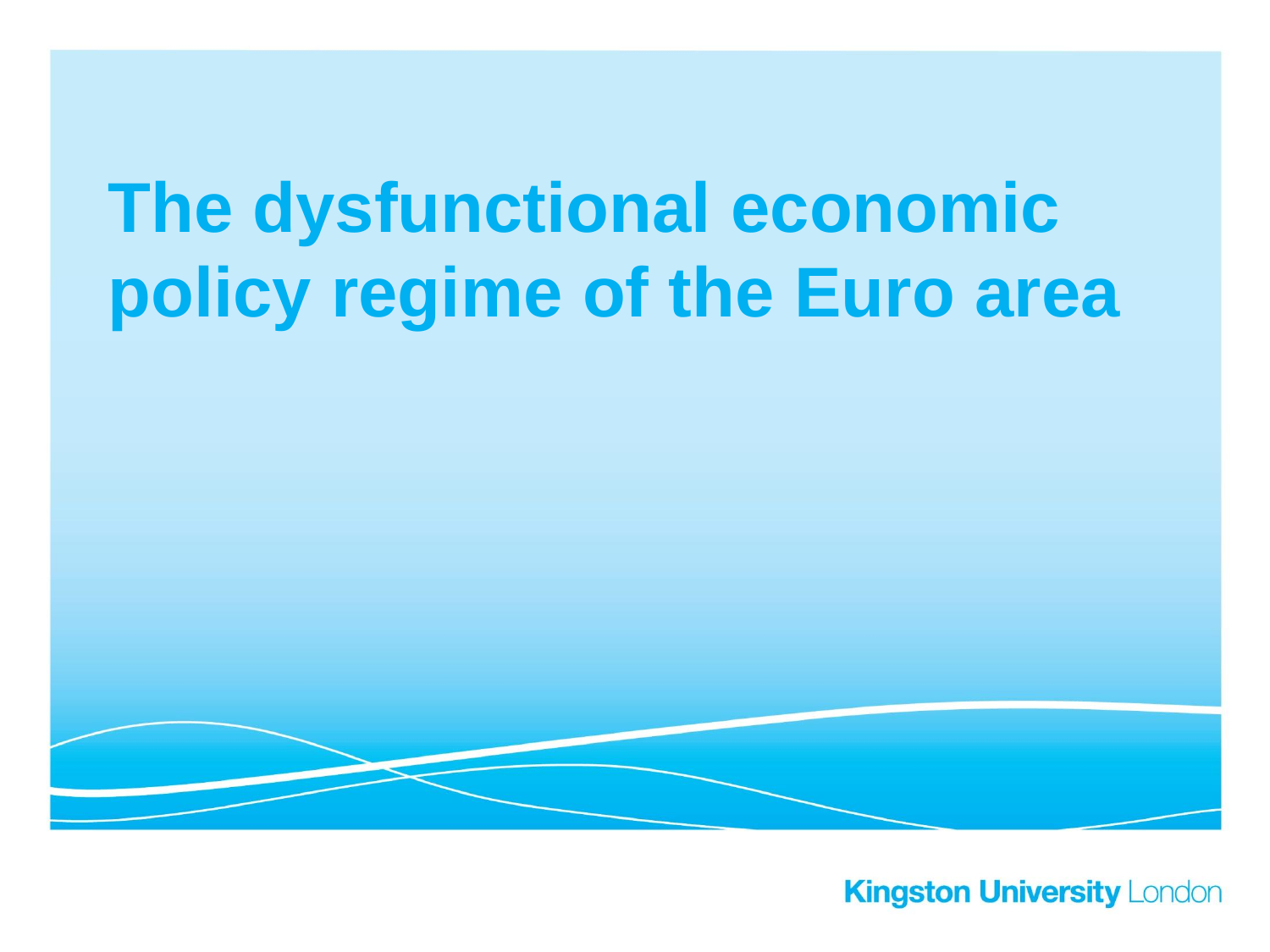# The dysfunctional economic policy regime of the Euro area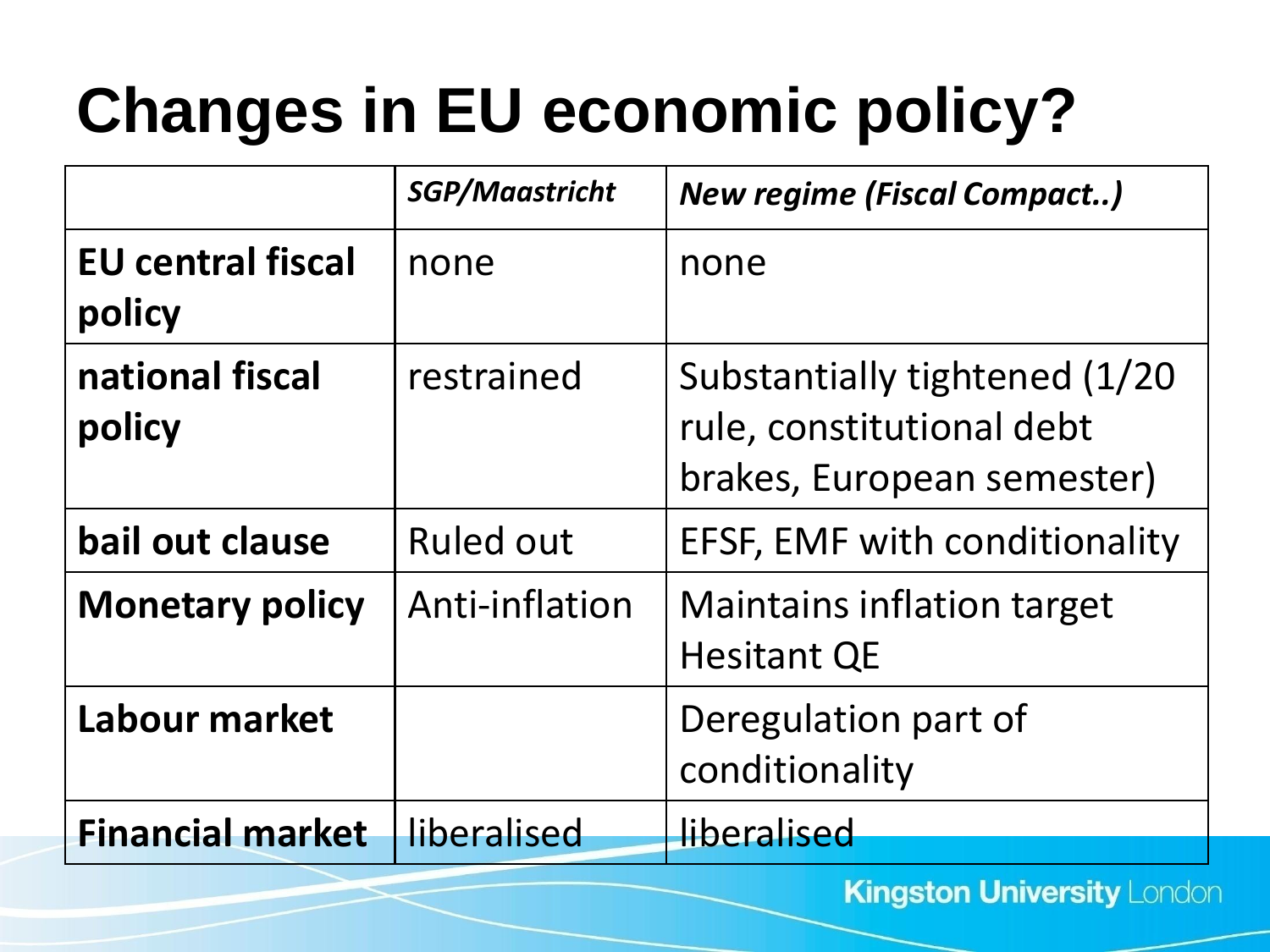# Changes in EU economic policy?

| | *SGP/Maastricht* | *New regime (Fiscal Compact..)* |
|---|---|---|
| **EU central fiscal policy** | none | none |
| **national fiscal policy** | restrained | Substantially tightened (1/20 rule, constitutional debt brakes, European semester) |
| **bail out clause** | Ruled out | EFSF, EMF with conditionality |
| **Monetary policy** | Anti-inflation | Maintains inflation target<br>Hesitant QE |
| **Labour market** | | Deregulation part of conditionality |
| **Financial market** | liberalised | liberalised |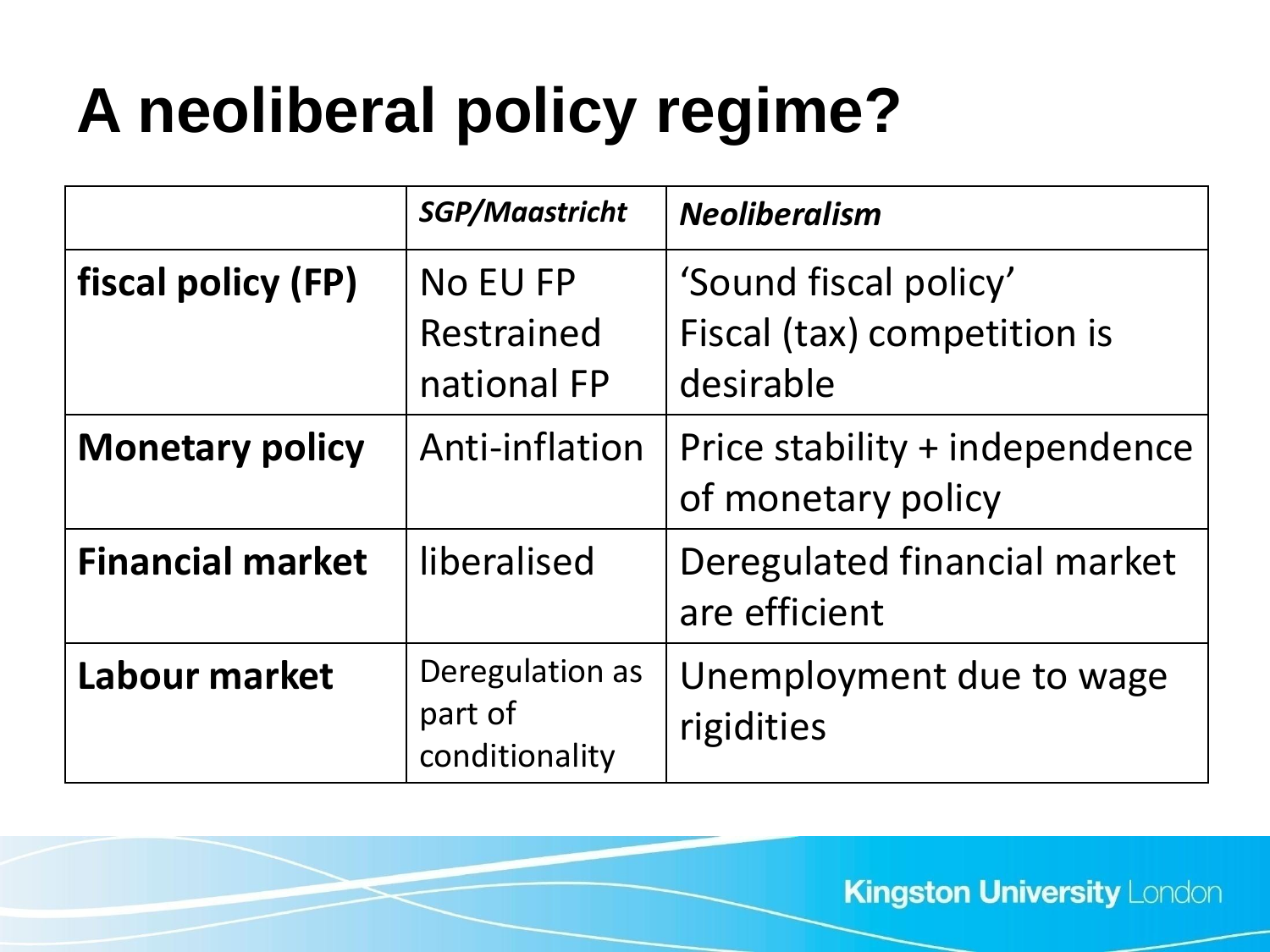# A neoliberal policy regime?

| | *SGP/Maastricht* | *Neoliberalism* |
|---|---|---|
| **fiscal policy (FP)** | No EU FP<br>Restrained national FP | 'Sound fiscal policy'<br>Fiscal (tax) competition is desirable |
| **Monetary policy** | Anti-inflation | Price stability + independence of monetary policy |
| **Financial market** | liberalised | Deregulated financial market are efficient |
| **Labour market** | Deregulation as part of conditionality | Unemployment due to wage rigidities |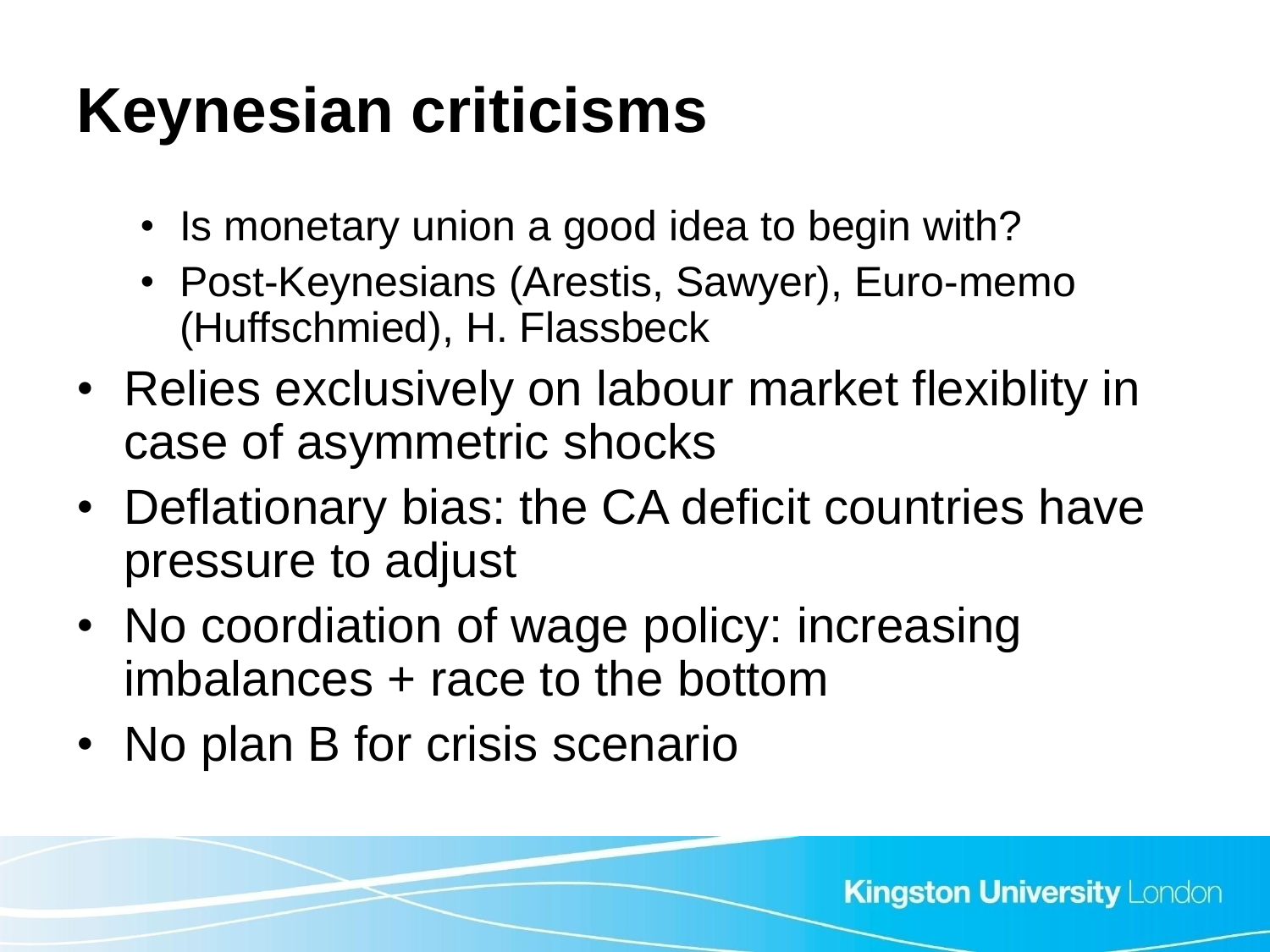# Keynesian criticisms

  - Is monetary union a good idea to begin with?
  - Post-Keynesians (Arestis, Sawyer), Euro-memo (Huffschmied), H. Flassbeck
- Relies exclusively on labour market flexiblity in case of asymmetric shocks
- Deflationary bias: the CA deficit countries have pressure to adjust
- No coordiation of wage policy: increasing imbalances + race to the bottom
- No plan B for crisis scenario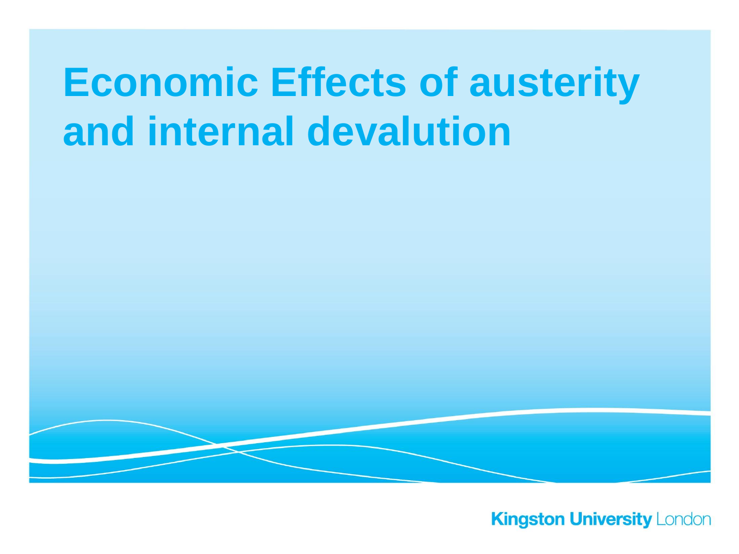# Economic Effects of austerity and internal devalution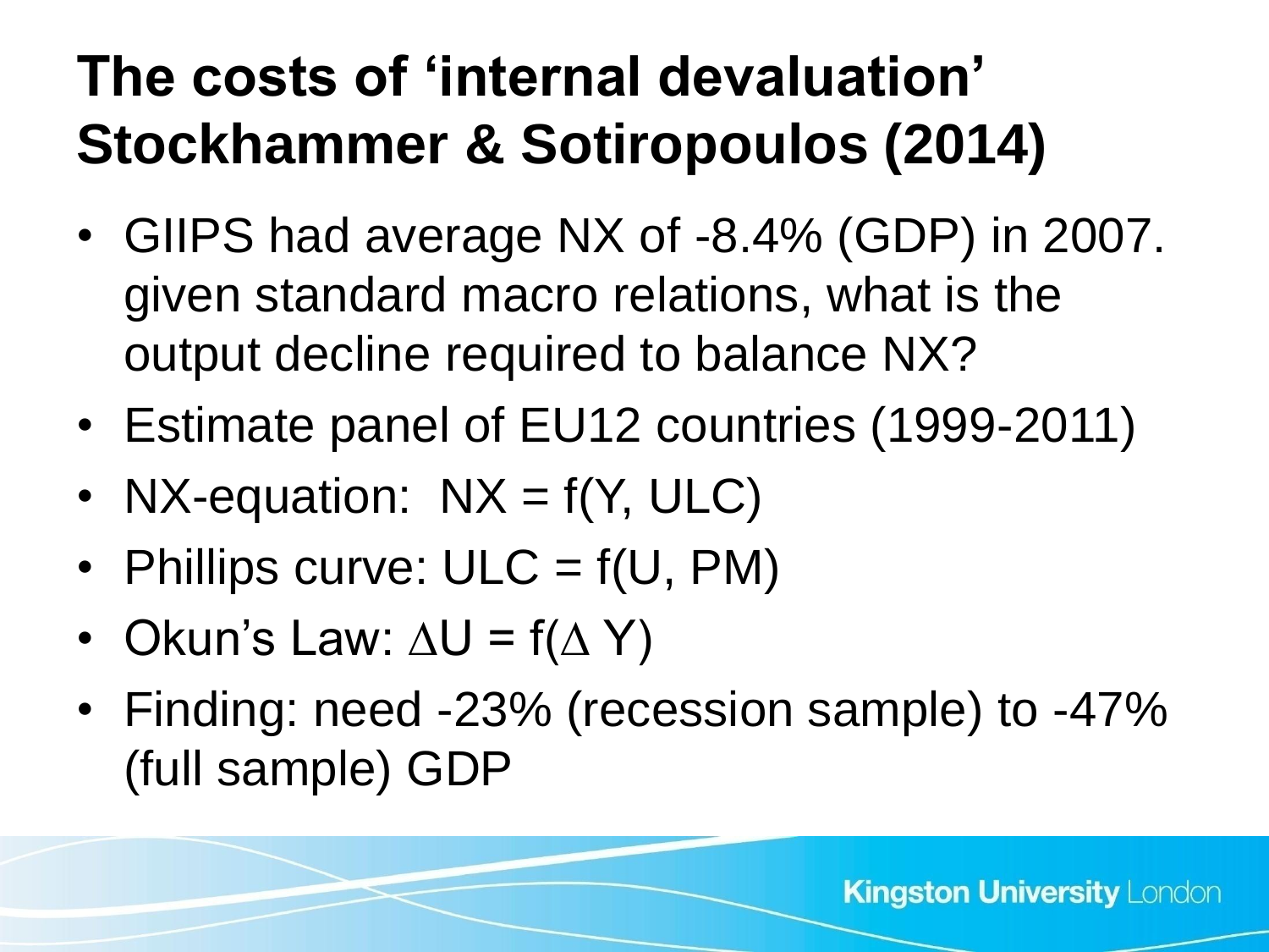# The costs of 'internal devaluation' Stockhammer & Sotiropoulos (2014)

- GIIPS had average NX of -8.4% (GDP) in 2007. given standard macro relations, what is the output decline required to balance NX?
- Estimate panel of EU12 countries (1999-2011)
- NX-equation: $NX = f(Y, ULC)$
- Phillips curve: $ULC = f(U, PM)$
- Okun's Law: $\Delta U = f(\Delta Y)$
- Finding: need -23% (recession sample) to -47% (full sample) GDP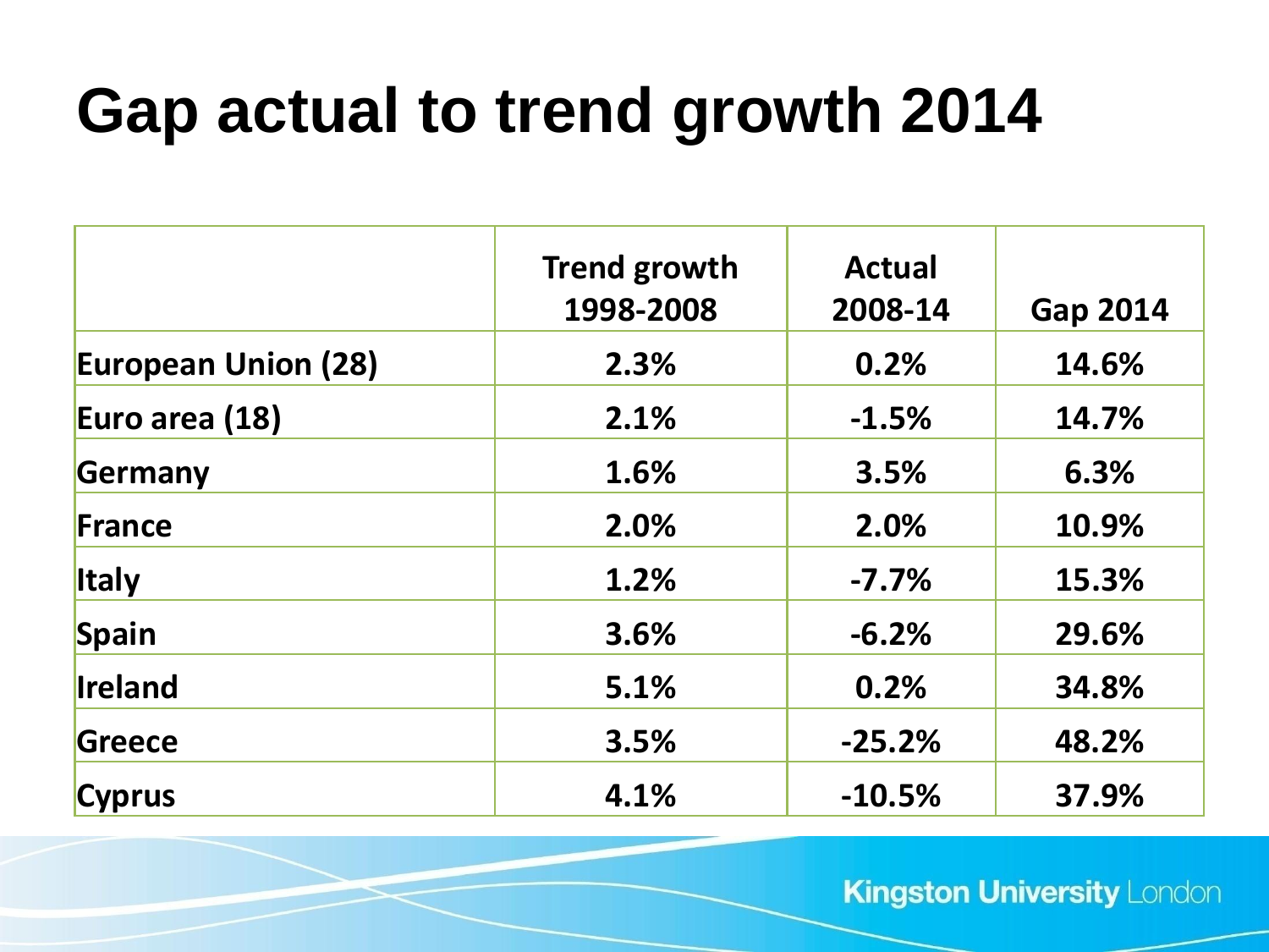# Gap actual to trend growth 2014

| | Trend growth 1998-2008 | Actual 2008-14 | Gap 2014 |
|---|---|---|---|
| **European Union (28)** | **2.3%** | **0.2%** | **14.6%** |
| **Euro area (18)** | **2.1%** | **-1.5%** | **14.7%** |
| **Germany** | **1.6%** | **3.5%** | **6.3%** |
| **France** | **2.0%** | **2.0%** | **10.9%** |
| **Italy** | **1.2%** | **-7.7%** | **15.3%** |
| **Spain** | **3.6%** | **-6.2%** | **29.6%** |
| **Ireland** | **5.1%** | **0.2%** | **34.8%** |
| **Greece** | **3.5%** | **-25.2%** | **48.2%** |
| **Cyprus** | **4.1%** | **-10.5%** | **37.9%** |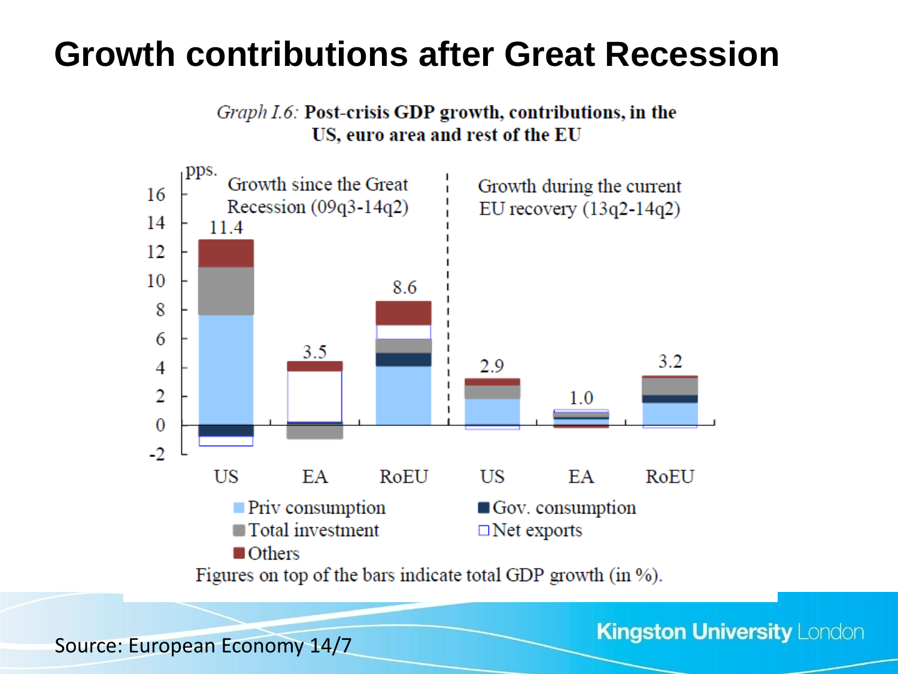# Growth contributions after Great Recession

*Graph I.6:* **Post-crisis GDP growth, contributions, in the US, euro area and rest of the EU**

pps.

Growth since the Great Recession (09q3-14q2) | Growth during the current EU recovery (13q2-14q2)

| | US | EA | RoEU | US | EA | RoEU |
|---|---|---|---|---|---|---|
| Total GDP growth (%) | 11.4 | 3.5 | 8.6 | 2.9 | 1.0 | 3.2 |

Legend: Priv consumption; Gov. consumption; Total investment; Net exports; Others

Figures on top of the bars indicate total GDP growth (in %).

Source: European Economy 14/7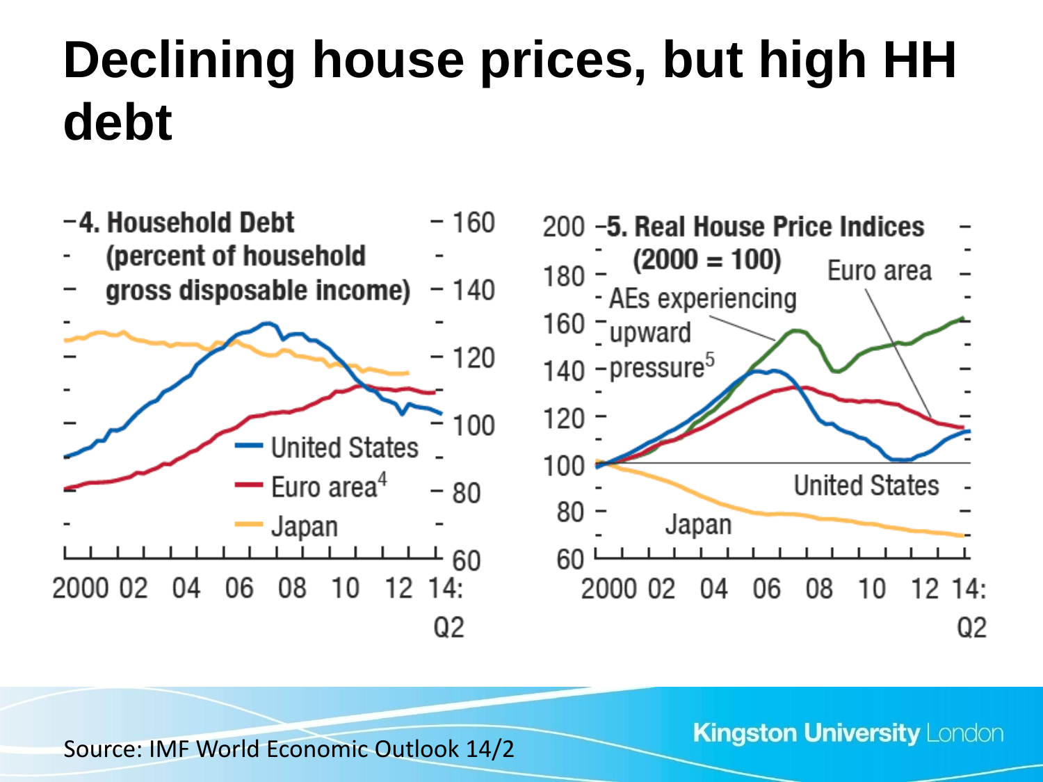# Declining house prices, but high HH debt

**4. Household Debt (percent of household gross disposable income)**

United States, Euro area[4], Japan

2000 02 04 06 08 10 12 14:Q2

**5. Real House Price Indices (2000 = 100)**

AEs experiencing upward pressure[5], Euro area, United States, Japan

2000 02 04 06 08 10 12 14:Q2

Source: IMF World Economic Outlook 14/2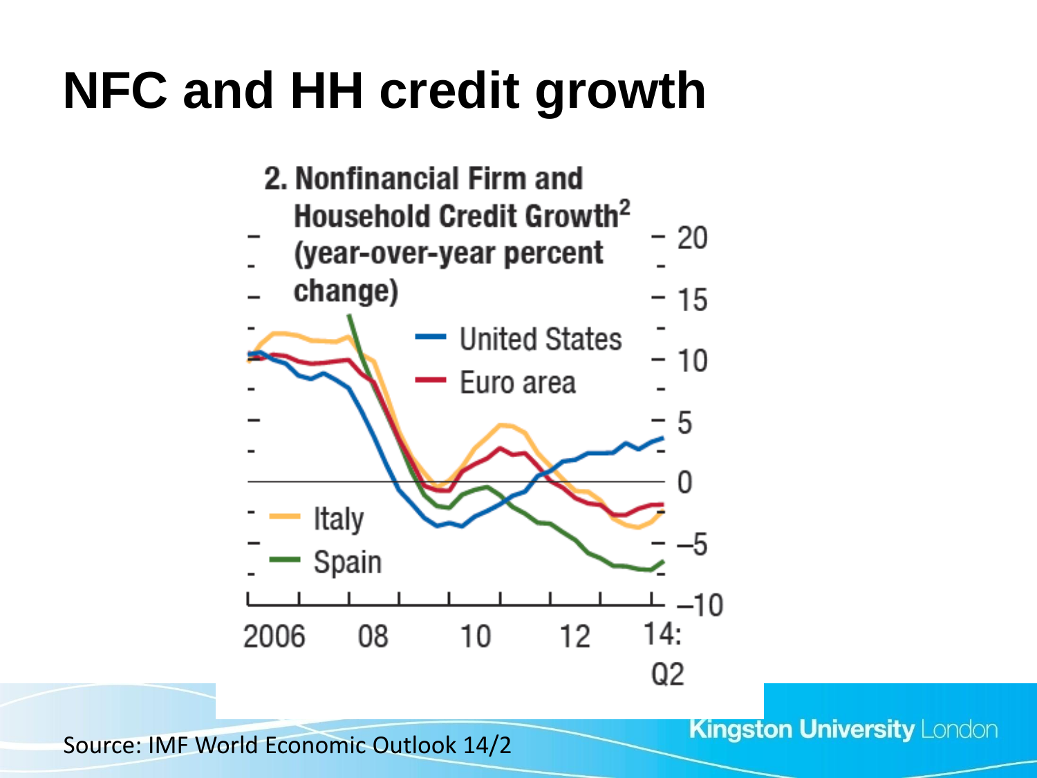# NFC and HH credit growth

2. Nonfinancial Firm and Household Credit Growth[2] (year-over-year percent change)

Source: IMF World Economic Outlook 14/2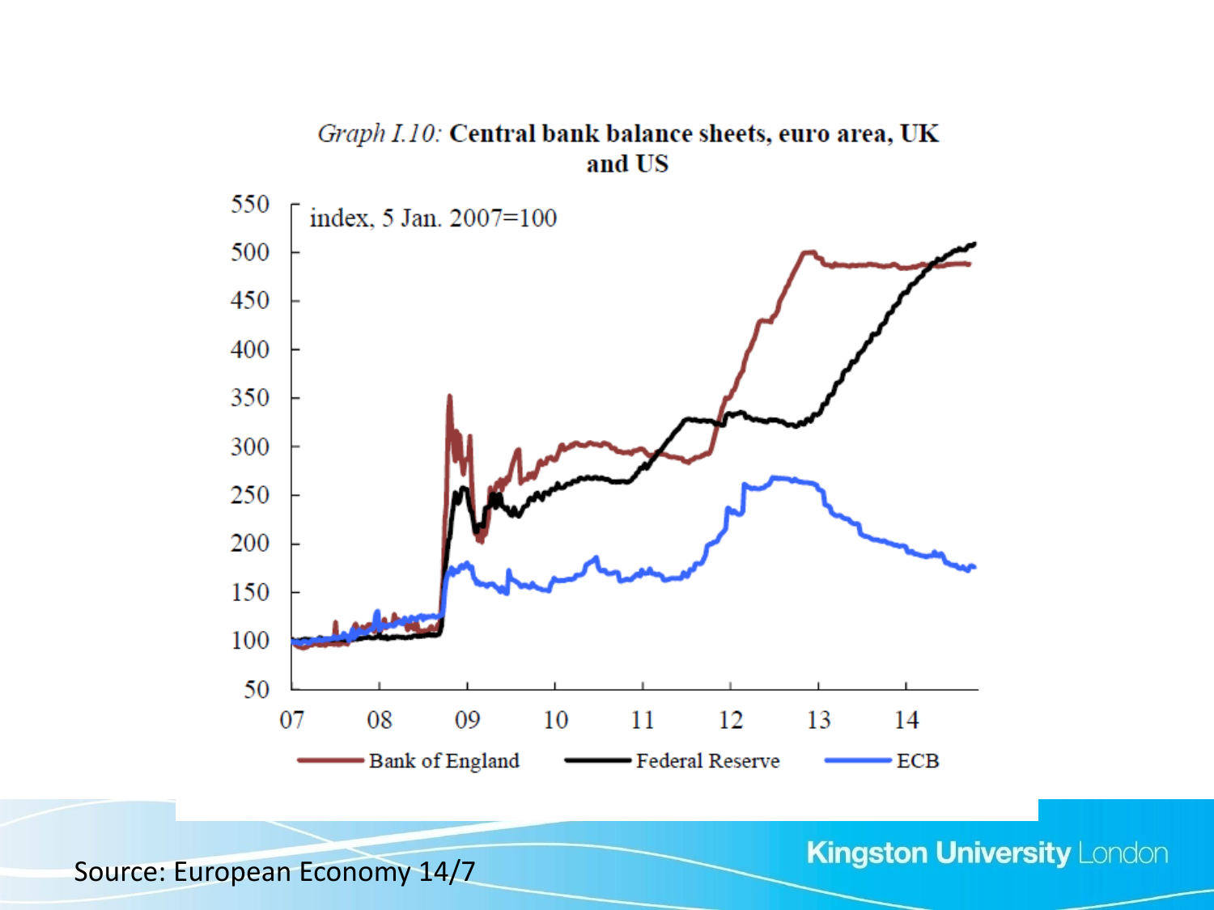*Graph I.10:* **Central bank balance sheets, euro area, UK and US**

index, 5 Jan. 2007=100

Bank of England — Federal Reserve — ECB

Source: European Economy 14/7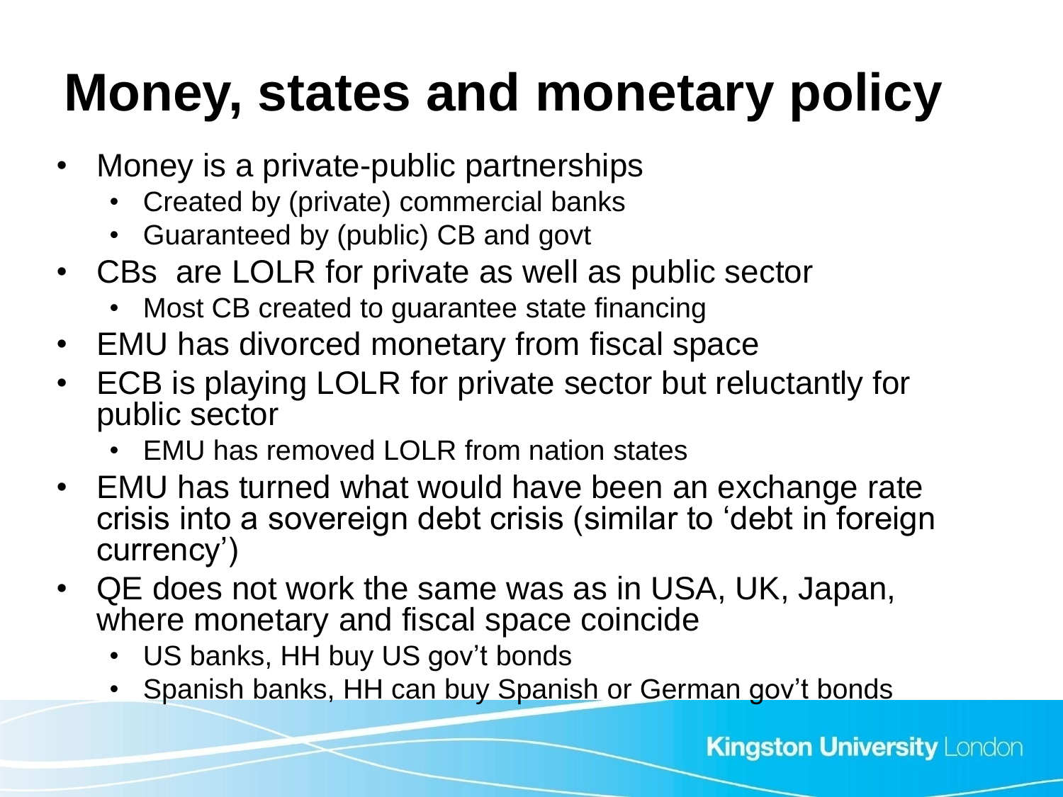# Money, states and monetary policy

- Money is a private-public partnerships
  - Created by (private) commercial banks
  - Guaranteed by (public) CB and govt
- CBs are LOLR for private as well as public sector
  - Most CB created to guarantee state financing
- EMU has divorced monetary from fiscal space
- ECB is playing LOLR for private sector but reluctantly for public sector
  - EMU has removed LOLR from nation states
- EMU has turned what would have been an exchange rate crisis into a sovereign debt crisis (similar to 'debt in foreign currency')
- QE does not work the same was as in USA, UK, Japan, where monetary and fiscal space coincide
  - US banks, HH buy US gov't bonds
  - Spanish banks, HH can buy Spanish or German gov't bonds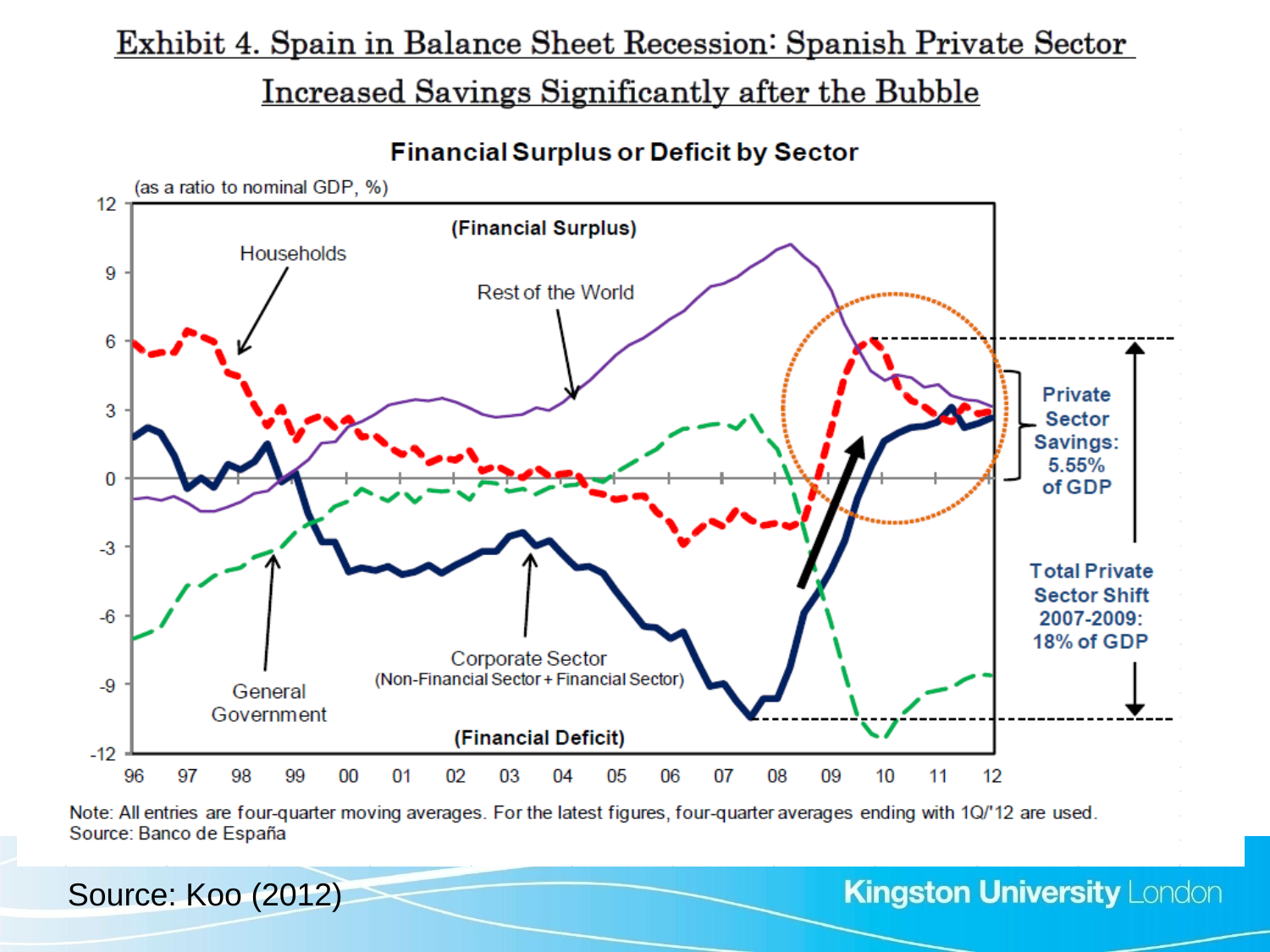# Exhibit 4. Spain in Balance Sheet Recession: Spanish Private Sector Increased Savings Significantly after the Bubble

**Financial Surplus or Deficit by Sector**

(as a ratio to nominal GDP, %)

(Financial Surplus)

Households

Rest of the World

Corporate Sector (Non-Financial Sector + Financial Sector)

General Government

(Financial Deficit)

Private Sector Savings: 5.55% of GDP

Total Private Sector Shift 2007-2009: 18% of GDP

Note: All entries are four-quarter moving averages. For the latest figures, four-quarter averages ending with 1Q/'12 are used.
Source: Banco de España

Source: Koo (2012)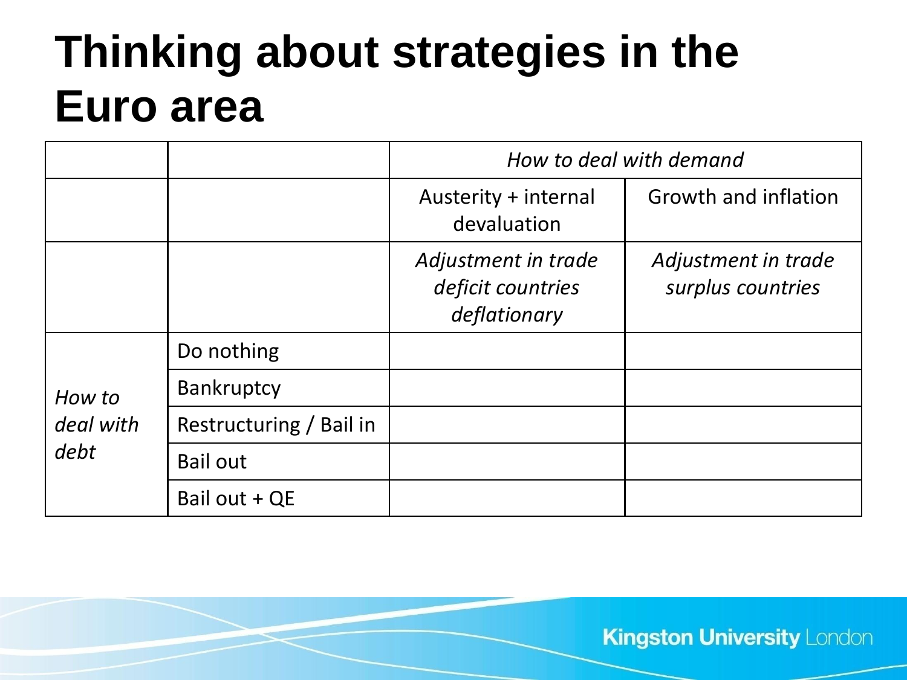# Thinking about strategies in the Euro area

| | | *How to deal with demand* | |
|---|---|---|---|
| | | Austerity + internal devaluation | Growth and inflation |
| | | *Adjustment in trade deficit countries deflationary* | *Adjustment in trade surplus countries* |
| *How to deal with debt* | Do nothing | | |
| | Bankruptcy | | |
| | Restructuring / Bail in | | |
| | Bail out | | |
| | Bail out + QE | | |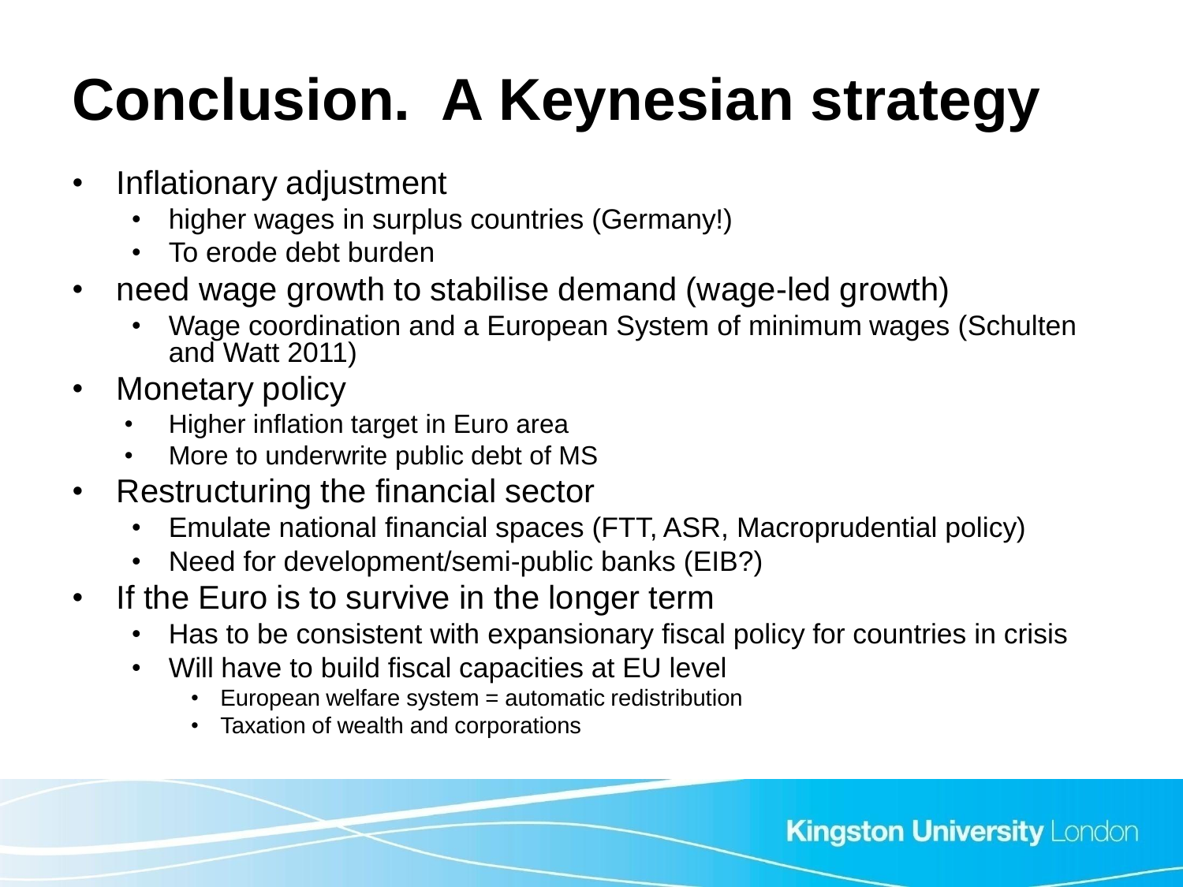# Conclusion. A Keynesian strategy

- Inflationary adjustment
  - higher wages in surplus countries (Germany!)
  - To erode debt burden
- need wage growth to stabilise demand (wage-led growth)
  - Wage coordination and a European System of minimum wages (Schulten and Watt 2011)
- Monetary policy
  - Higher inflation target in Euro area
  - More to underwrite public debt of MS
- Restructuring the financial sector
  - Emulate national financial spaces (FTT, ASR, Macroprudential policy)
  - Need for development/semi-public banks (EIB?)
- If the Euro is to survive in the longer term
  - Has to be consistent with expansionary fiscal policy for countries in crisis
  - Will have to build fiscal capacities at EU level
    - European welfare system = automatic redistribution
    - Taxation of wealth and corporations